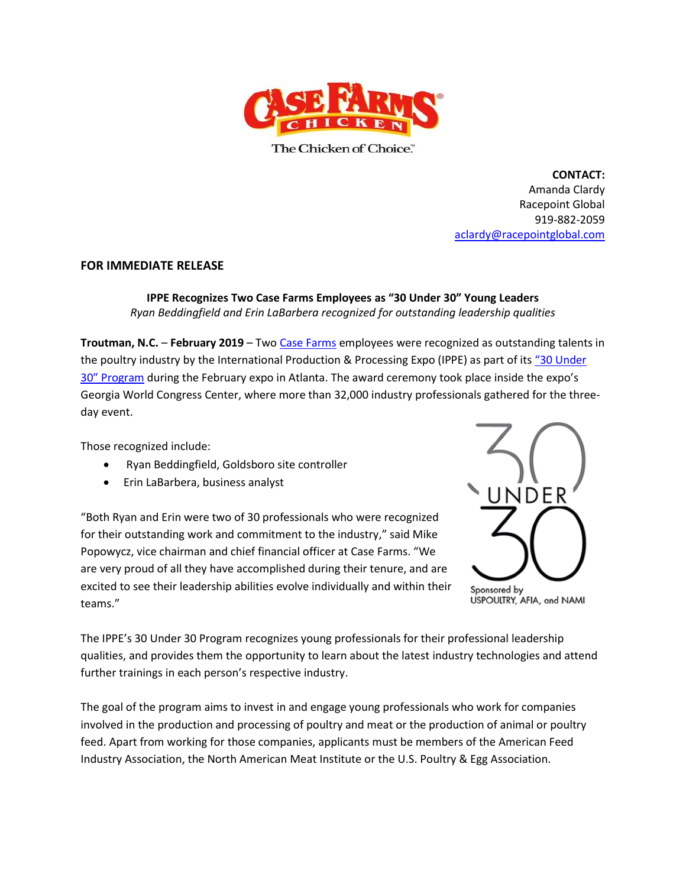**CONTACT:**
Amanda Clardy
Racepoint Global
919-882-2059
aclardy@racepointglobal.com

**FOR IMMEDIATE RELEASE**

**IPPE Recognizes Two Case Farms Employees as "30 Under 30" Young Leaders**

*Ryan Beddingfield and Erin LaBarbera recognized for outstanding leadership qualities*

**Troutman, N.C.** – **February 2019** – Two Case Farms employees were recognized as outstanding talents in the poultry industry by the International Production & Processing Expo (IPPE) as part of its "30 Under 30" Program during the February expo in Atlanta. The award ceremony took place inside the expo's Georgia World Congress Center, where more than 32,000 industry professionals gathered for the three-day event.

Those recognized include:

- Ryan Beddingfield, Goldsboro site controller
- Erin LaBarbera, business analyst

"Both Ryan and Erin were two of 30 professionals who were recognized for their outstanding work and commitment to the industry," said Mike Popowycz, vice chairman and chief financial officer at Case Farms. "We are very proud of all they have accomplished during their tenure, and are excited to see their leadership abilities evolve individually and within their teams."

The IPPE's 30 Under 30 Program recognizes young professionals for their professional leadership qualities, and provides them the opportunity to learn about the latest industry technologies and attend further trainings in each person's respective industry.

The goal of the program aims to invest in and engage young professionals who work for companies involved in the production and processing of poultry and meat or the production of animal or poultry feed. Apart from working for those companies, applicants must be members of the American Feed Industry Association, the North American Meat Institute or the U.S. Poultry & Egg Association.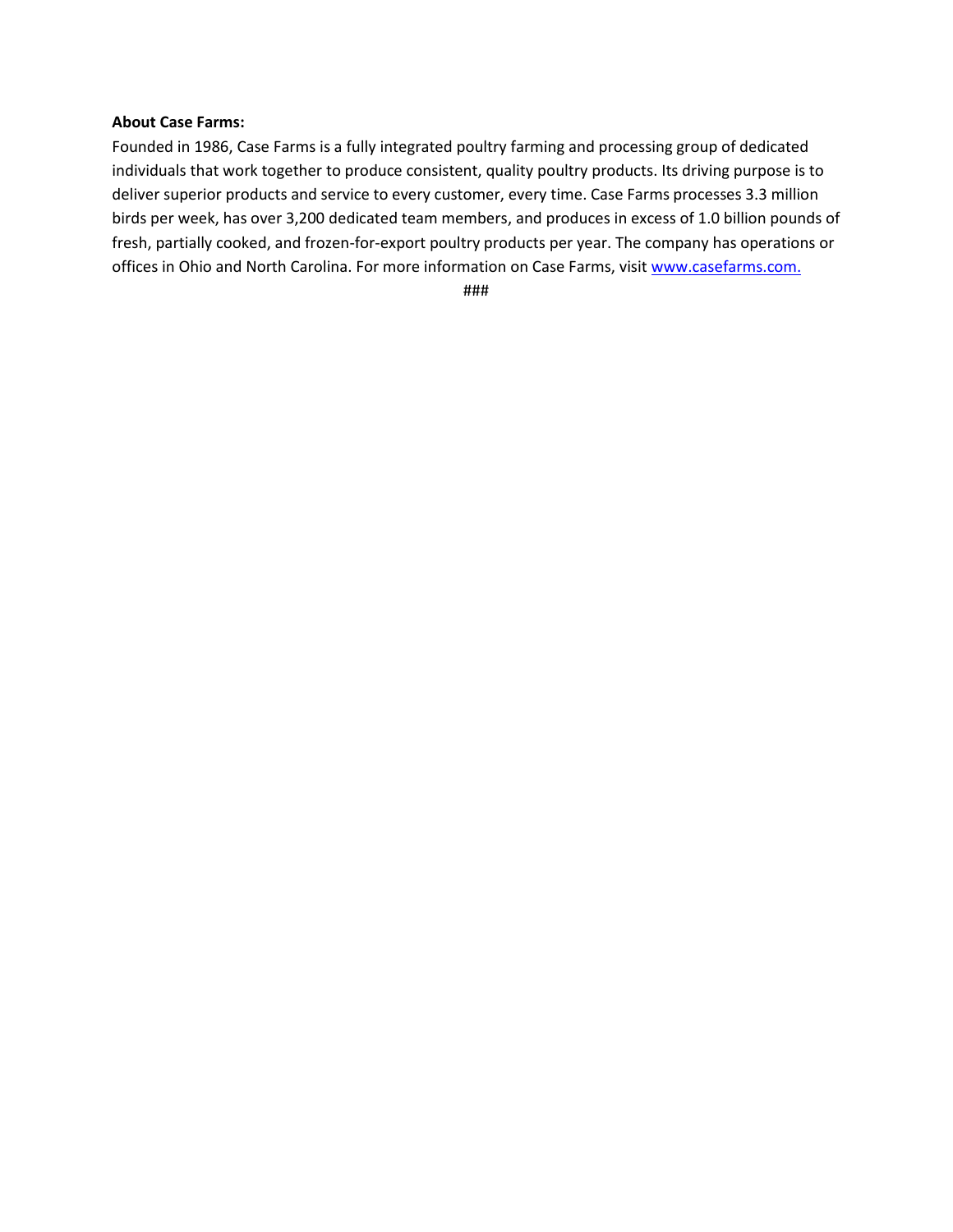**About Case Farms:**

Founded in 1986, Case Farms is a fully integrated poultry farming and processing group of dedicated individuals that work together to produce consistent, quality poultry products. Its driving purpose is to deliver superior products and service to every customer, every time. Case Farms processes 3.3 million birds per week, has over 3,200 dedicated team members, and produces in excess of 1.0 billion pounds of fresh, partially cooked, and frozen-for-export poultry products per year. The company has operations or offices in Ohio and North Carolina. For more information on Case Farms, visit www.casefarms.com.

###